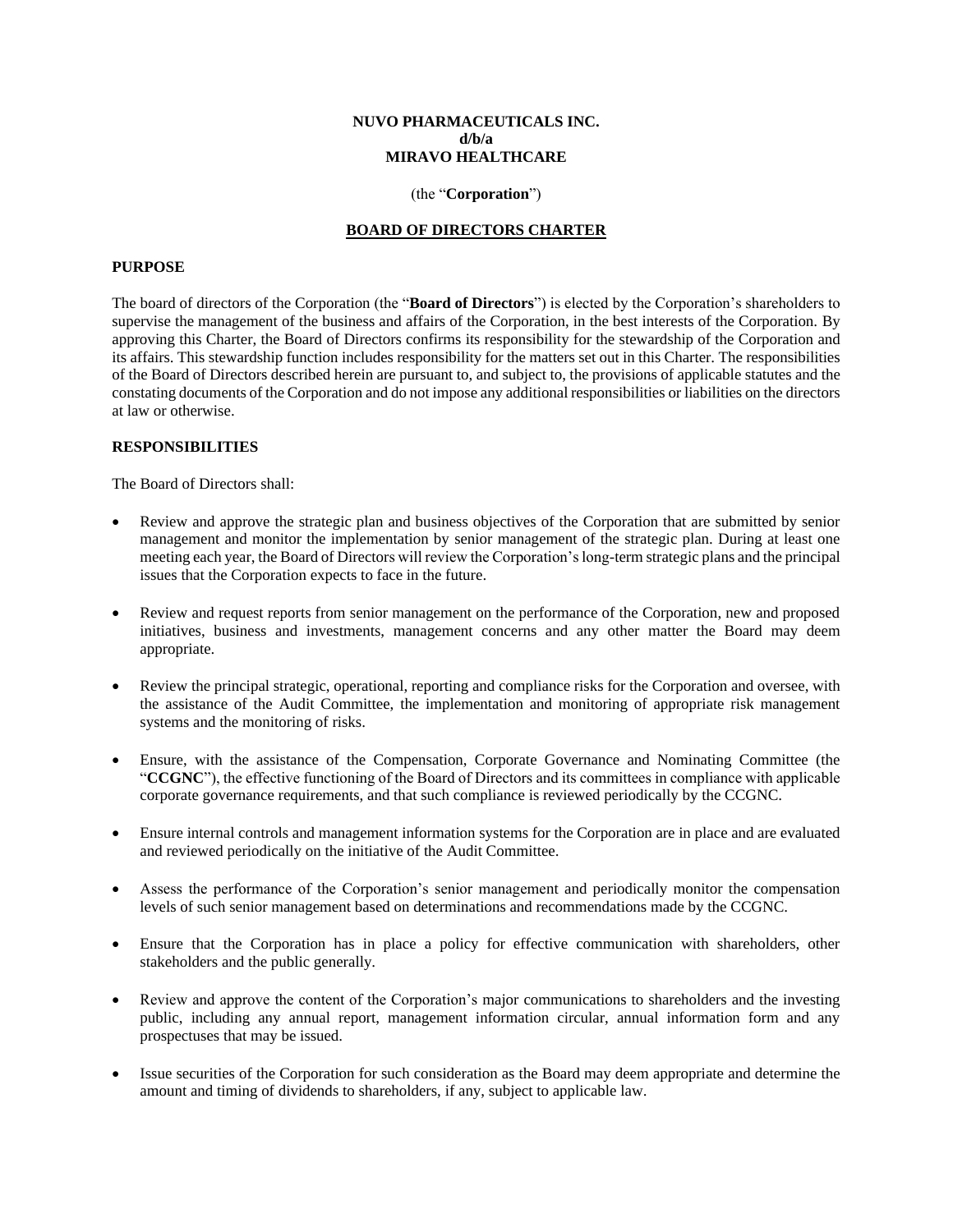**NUVO PHARMACEUTICALS INC.**
**d/b/a**
**MIRAVO HEALTHCARE**

(the "**Corporation**")

# BOARD OF DIRECTORS CHARTER

## PURPOSE

The board of directors of the Corporation (the "**Board of Directors**") is elected by the Corporation's shareholders to supervise the management of the business and affairs of the Corporation, in the best interests of the Corporation. By approving this Charter, the Board of Directors confirms its responsibility for the stewardship of the Corporation and its affairs. This stewardship function includes responsibility for the matters set out in this Charter. The responsibilities of the Board of Directors described herein are pursuant to, and subject to, the provisions of applicable statutes and the constating documents of the Corporation and do not impose any additional responsibilities or liabilities on the directors at law or otherwise.

## RESPONSIBILITIES

The Board of Directors shall:

- Review and approve the strategic plan and business objectives of the Corporation that are submitted by senior management and monitor the implementation by senior management of the strategic plan. During at least one meeting each year, the Board of Directors will review the Corporation's long-term strategic plans and the principal issues that the Corporation expects to face in the future.

- Review and request reports from senior management on the performance of the Corporation, new and proposed initiatives, business and investments, management concerns and any other matter the Board may deem appropriate.

- Review the principal strategic, operational, reporting and compliance risks for the Corporation and oversee, with the assistance of the Audit Committee, the implementation and monitoring of appropriate risk management systems and the monitoring of risks.

- Ensure, with the assistance of the Compensation, Corporate Governance and Nominating Committee (the "**CCGNC**"), the effective functioning of the Board of Directors and its committees in compliance with applicable corporate governance requirements, and that such compliance is reviewed periodically by the CCGNC.

- Ensure internal controls and management information systems for the Corporation are in place and are evaluated and reviewed periodically on the initiative of the Audit Committee.

- Assess the performance of the Corporation's senior management and periodically monitor the compensation levels of such senior management based on determinations and recommendations made by the CCGNC.

- Ensure that the Corporation has in place a policy for effective communication with shareholders, other stakeholders and the public generally.

- Review and approve the content of the Corporation's major communications to shareholders and the investing public, including any annual report, management information circular, annual information form and any prospectuses that may be issued.

- Issue securities of the Corporation for such consideration as the Board may deem appropriate and determine the amount and timing of dividends to shareholders, if any, subject to applicable law.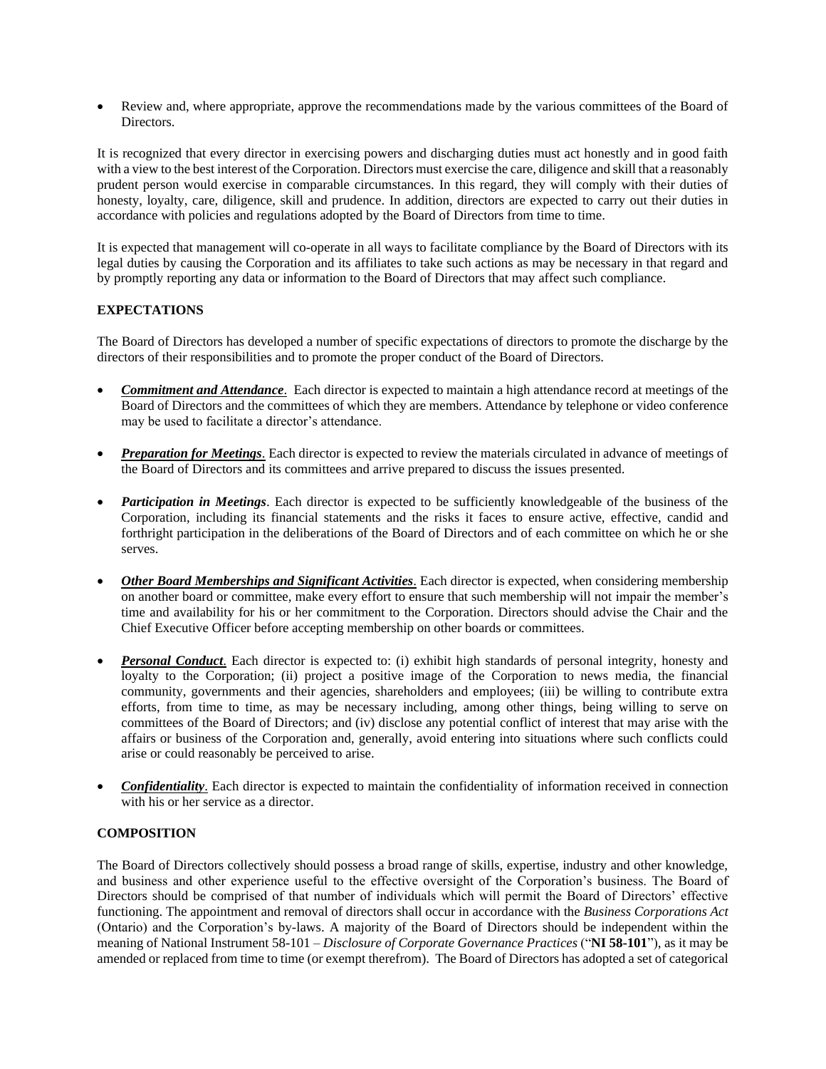- Review and, where appropriate, approve the recommendations made by the various committees of the Board of Directors.

It is recognized that every director in exercising powers and discharging duties must act honestly and in good faith with a view to the best interest of the Corporation. Directors must exercise the care, diligence and skill that a reasonably prudent person would exercise in comparable circumstances. In this regard, they will comply with their duties of honesty, loyalty, care, diligence, skill and prudence. In addition, directors are expected to carry out their duties in accordance with policies and regulations adopted by the Board of Directors from time to time.

It is expected that management will co-operate in all ways to facilitate compliance by the Board of Directors with its legal duties by causing the Corporation and its affiliates to take such actions as may be necessary in that regard and by promptly reporting any data or information to the Board of Directors that may affect such compliance.

**EXPECTATIONS**

The Board of Directors has developed a number of specific expectations of directors to promote the discharge by the directors of their responsibilities and to promote the proper conduct of the Board of Directors.

- ***Commitment and Attendance***. Each director is expected to maintain a high attendance record at meetings of the Board of Directors and the committees of which they are members. Attendance by telephone or video conference may be used to facilitate a director's attendance.
- ***Preparation for Meetings***. Each director is expected to review the materials circulated in advance of meetings of the Board of Directors and its committees and arrive prepared to discuss the issues presented.
- ***Participation in Meetings***. Each director is expected to be sufficiently knowledgeable of the business of the Corporation, including its financial statements and the risks it faces to ensure active, effective, candid and forthright participation in the deliberations of the Board of Directors and of each committee on which he or she serves.
- ***Other Board Memberships and Significant Activities***. Each director is expected, when considering membership on another board or committee, make every effort to ensure that such membership will not impair the member's time and availability for his or her commitment to the Corporation. Directors should advise the Chair and the Chief Executive Officer before accepting membership on other boards or committees.
- ***Personal Conduct***. Each director is expected to: (i) exhibit high standards of personal integrity, honesty and loyalty to the Corporation; (ii) project a positive image of the Corporation to news media, the financial community, governments and their agencies, shareholders and employees; (iii) be willing to contribute extra efforts, from time to time, as may be necessary including, among other things, being willing to serve on committees of the Board of Directors; and (iv) disclose any potential conflict of interest that may arise with the affairs or business of the Corporation and, generally, avoid entering into situations where such conflicts could arise or could reasonably be perceived to arise.
- ***Confidentiality***. Each director is expected to maintain the confidentiality of information received in connection with his or her service as a director.

**COMPOSITION**

The Board of Directors collectively should possess a broad range of skills, expertise, industry and other knowledge, and business and other experience useful to the effective oversight of the Corporation's business. The Board of Directors should be comprised of that number of individuals which will permit the Board of Directors' effective functioning. The appointment and removal of directors shall occur in accordance with the *Business Corporations Act* (Ontario) and the Corporation's by-laws. A majority of the Board of Directors should be independent within the meaning of National Instrument 58-101 – *Disclosure of Corporate Governance Practices* ("**NI 58-101**"), as it may be amended or replaced from time to time (or exempt therefrom). The Board of Directors has adopted a set of categorical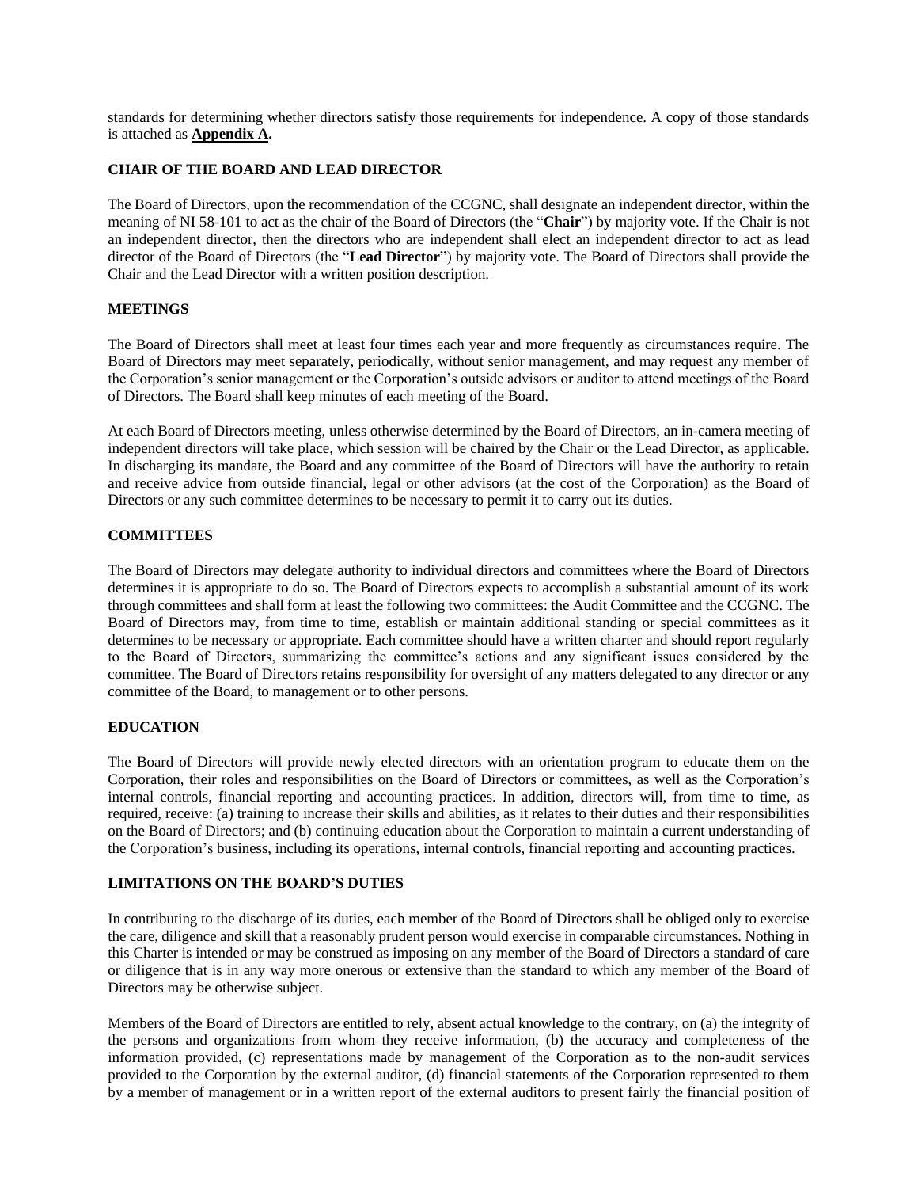standards for determining whether directors satisfy those requirements for independence. A copy of those standards is attached as **Appendix A.**

## CHAIR OF THE BOARD AND LEAD DIRECTOR

The Board of Directors, upon the recommendation of the CCGNC, shall designate an independent director, within the meaning of NI 58-101 to act as the chair of the Board of Directors (the "**Chair**") by majority vote. If the Chair is not an independent director, then the directors who are independent shall elect an independent director to act as lead director of the Board of Directors (the "**Lead Director**") by majority vote. The Board of Directors shall provide the Chair and the Lead Director with a written position description.

## MEETINGS

The Board of Directors shall meet at least four times each year and more frequently as circumstances require. The Board of Directors may meet separately, periodically, without senior management, and may request any member of the Corporation's senior management or the Corporation's outside advisors or auditor to attend meetings of the Board of Directors. The Board shall keep minutes of each meeting of the Board.

At each Board of Directors meeting, unless otherwise determined by the Board of Directors, an in-camera meeting of independent directors will take place, which session will be chaired by the Chair or the Lead Director, as applicable. In discharging its mandate, the Board and any committee of the Board of Directors will have the authority to retain and receive advice from outside financial, legal or other advisors (at the cost of the Corporation) as the Board of Directors or any such committee determines to be necessary to permit it to carry out its duties.

## COMMITTEES

The Board of Directors may delegate authority to individual directors and committees where the Board of Directors determines it is appropriate to do so. The Board of Directors expects to accomplish a substantial amount of its work through committees and shall form at least the following two committees: the Audit Committee and the CCGNC. The Board of Directors may, from time to time, establish or maintain additional standing or special committees as it determines to be necessary or appropriate. Each committee should have a written charter and should report regularly to the Board of Directors, summarizing the committee's actions and any significant issues considered by the committee. The Board of Directors retains responsibility for oversight of any matters delegated to any director or any committee of the Board, to management or to other persons.

## EDUCATION

The Board of Directors will provide newly elected directors with an orientation program to educate them on the Corporation, their roles and responsibilities on the Board of Directors or committees, as well as the Corporation's internal controls, financial reporting and accounting practices. In addition, directors will, from time to time, as required, receive: (a) training to increase their skills and abilities, as it relates to their duties and their responsibilities on the Board of Directors; and (b) continuing education about the Corporation to maintain a current understanding of the Corporation's business, including its operations, internal controls, financial reporting and accounting practices.

## LIMITATIONS ON THE BOARD'S DUTIES

In contributing to the discharge of its duties, each member of the Board of Directors shall be obliged only to exercise the care, diligence and skill that a reasonably prudent person would exercise in comparable circumstances. Nothing in this Charter is intended or may be construed as imposing on any member of the Board of Directors a standard of care or diligence that is in any way more onerous or extensive than the standard to which any member of the Board of Directors may be otherwise subject.

Members of the Board of Directors are entitled to rely, absent actual knowledge to the contrary, on (a) the integrity of the persons and organizations from whom they receive information, (b) the accuracy and completeness of the information provided, (c) representations made by management of the Corporation as to the non-audit services provided to the Corporation by the external auditor, (d) financial statements of the Corporation represented to them by a member of management or in a written report of the external auditors to present fairly the financial position of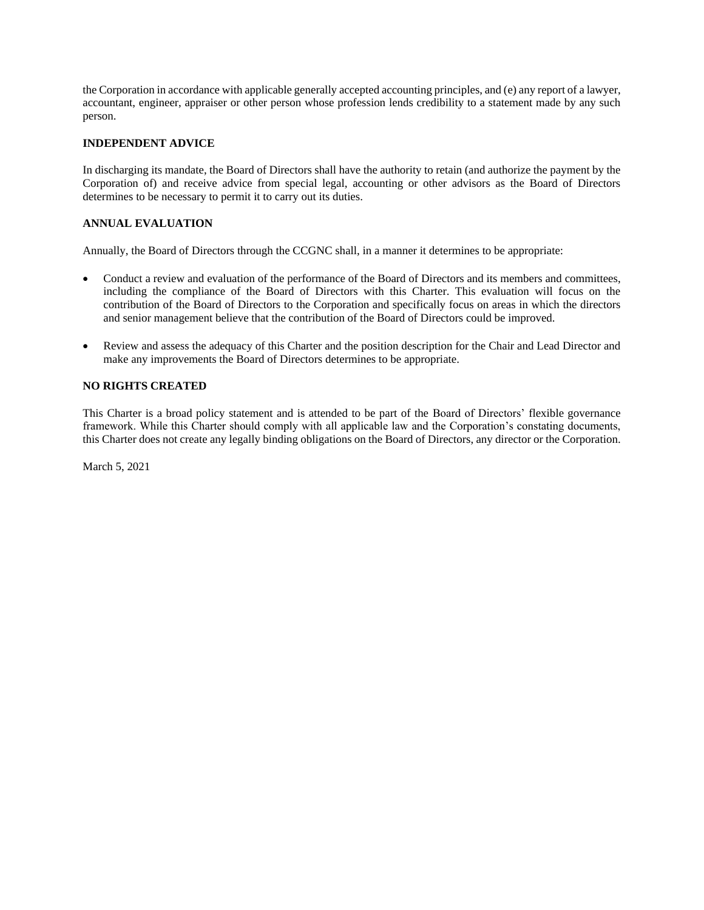the Corporation in accordance with applicable generally accepted accounting principles, and (e) any report of a lawyer, accountant, engineer, appraiser or other person whose profession lends credibility to a statement made by any such person.

**INDEPENDENT ADVICE**

In discharging its mandate, the Board of Directors shall have the authority to retain (and authorize the payment by the Corporation of) and receive advice from special legal, accounting or other advisors as the Board of Directors determines to be necessary to permit it to carry out its duties.

**ANNUAL EVALUATION**

Annually, the Board of Directors through the CCGNC shall, in a manner it determines to be appropriate:

- Conduct a review and evaluation of the performance of the Board of Directors and its members and committees, including the compliance of the Board of Directors with this Charter. This evaluation will focus on the contribution of the Board of Directors to the Corporation and specifically focus on areas in which the directors and senior management believe that the contribution of the Board of Directors could be improved.

- Review and assess the adequacy of this Charter and the position description for the Chair and Lead Director and make any improvements the Board of Directors determines to be appropriate.

**NO RIGHTS CREATED**

This Charter is a broad policy statement and is attended to be part of the Board of Directors' flexible governance framework. While this Charter should comply with all applicable law and the Corporation's constating documents, this Charter does not create any legally binding obligations on the Board of Directors, any director or the Corporation.

March 5, 2021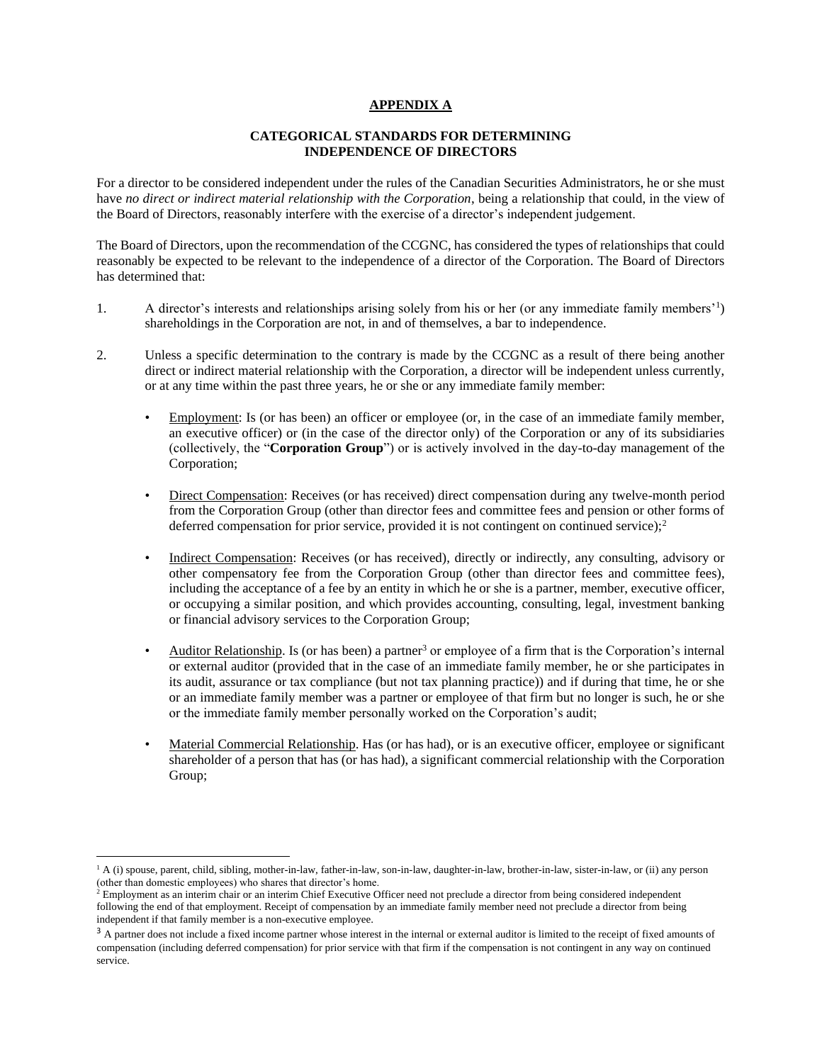## APPENDIX A

### CATEGORICAL STANDARDS FOR DETERMINING INDEPENDENCE OF DIRECTORS

For a director to be considered independent under the rules of the Canadian Securities Administrators, he or she must have *no direct or indirect material relationship with the Corporation*, being a relationship that could, in the view of the Board of Directors, reasonably interfere with the exercise of a director's independent judgement.

The Board of Directors, upon the recommendation of the CCGNC, has considered the types of relationships that could reasonably be expected to be relevant to the independence of a director of the Corporation. The Board of Directors has determined that:

1. A director's interests and relationships arising solely from his or her (or any immediate family members'[1]) shareholdings in the Corporation are not, in and of themselves, a bar to independence.

2. Unless a specific determination to the contrary is made by the CCGNC as a result of there being another direct or indirect material relationship with the Corporation, a director will be independent unless currently, or at any time within the past three years, he or she or any immediate family member:

   - Employment: Is (or has been) an officer or employee (or, in the case of an immediate family member, an executive officer) or (in the case of the director only) of the Corporation or any of its subsidiaries (collectively, the "**Corporation Group**") or is actively involved in the day-to-day management of the Corporation;

   - Direct Compensation: Receives (or has received) direct compensation during any twelve-month period from the Corporation Group (other than director fees and committee fees and pension or other forms of deferred compensation for prior service, provided it is not contingent on continued service);[2]

   - Indirect Compensation: Receives (or has received), directly or indirectly, any consulting, advisory or other compensatory fee from the Corporation Group (other than director fees and committee fees), including the acceptance of a fee by an entity in which he or she is a partner, member, executive officer, or occupying a similar position, and which provides accounting, consulting, legal, investment banking or financial advisory services to the Corporation Group;

   - Auditor Relationship. Is (or has been) a partner[3] or employee of a firm that is the Corporation's internal or external auditor (provided that in the case of an immediate family member, he or she participates in its audit, assurance or tax compliance (but not tax planning practice)) and if during that time, he or she or an immediate family member was a partner or employee of that firm but no longer is such, he or she or the immediate family member personally worked on the Corporation's audit;

   - Material Commercial Relationship. Has (or has had), or is an executive officer, employee or significant shareholder of a person that has (or has had), a significant commercial relationship with the Corporation Group;

---

[1] A (i) spouse, parent, child, sibling, mother-in-law, father-in-law, son-in-law, daughter-in-law, brother-in-law, sister-in-law, or (ii) any person (other than domestic employees) who shares that director's home.

[2] Employment as an interim chair or an interim Chief Executive Officer need not preclude a director from being considered independent following the end of that employment. Receipt of compensation by an immediate family member need not preclude a director from being independent if that family member is a non-executive employee.

[3] A partner does not include a fixed income partner whose interest in the internal or external auditor is limited to the receipt of fixed amounts of compensation (including deferred compensation) for prior service with that firm if the compensation is not contingent in any way on continued service.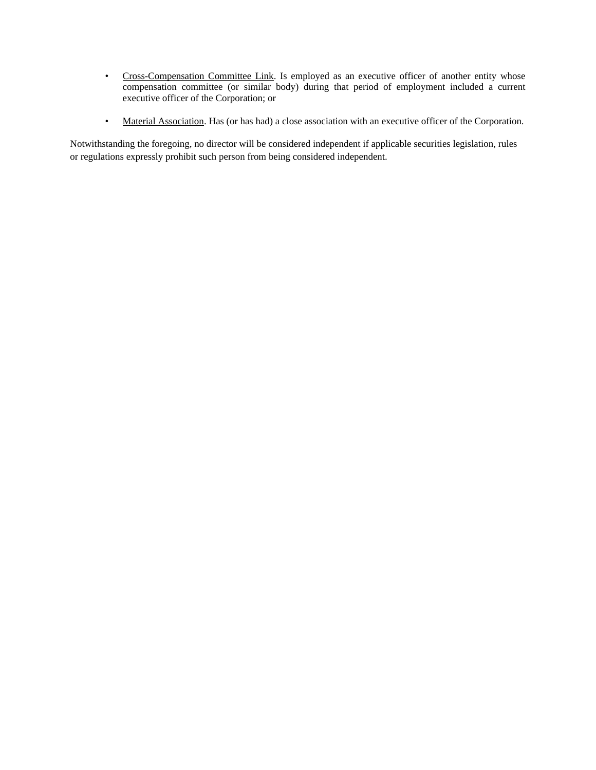- Cross-Compensation Committee Link. Is employed as an executive officer of another entity whose compensation committee (or similar body) during that period of employment included a current executive officer of the Corporation; or

- Material Association. Has (or has had) a close association with an executive officer of the Corporation.

Notwithstanding the foregoing, no director will be considered independent if applicable securities legislation, rules or regulations expressly prohibit such person from being considered independent.